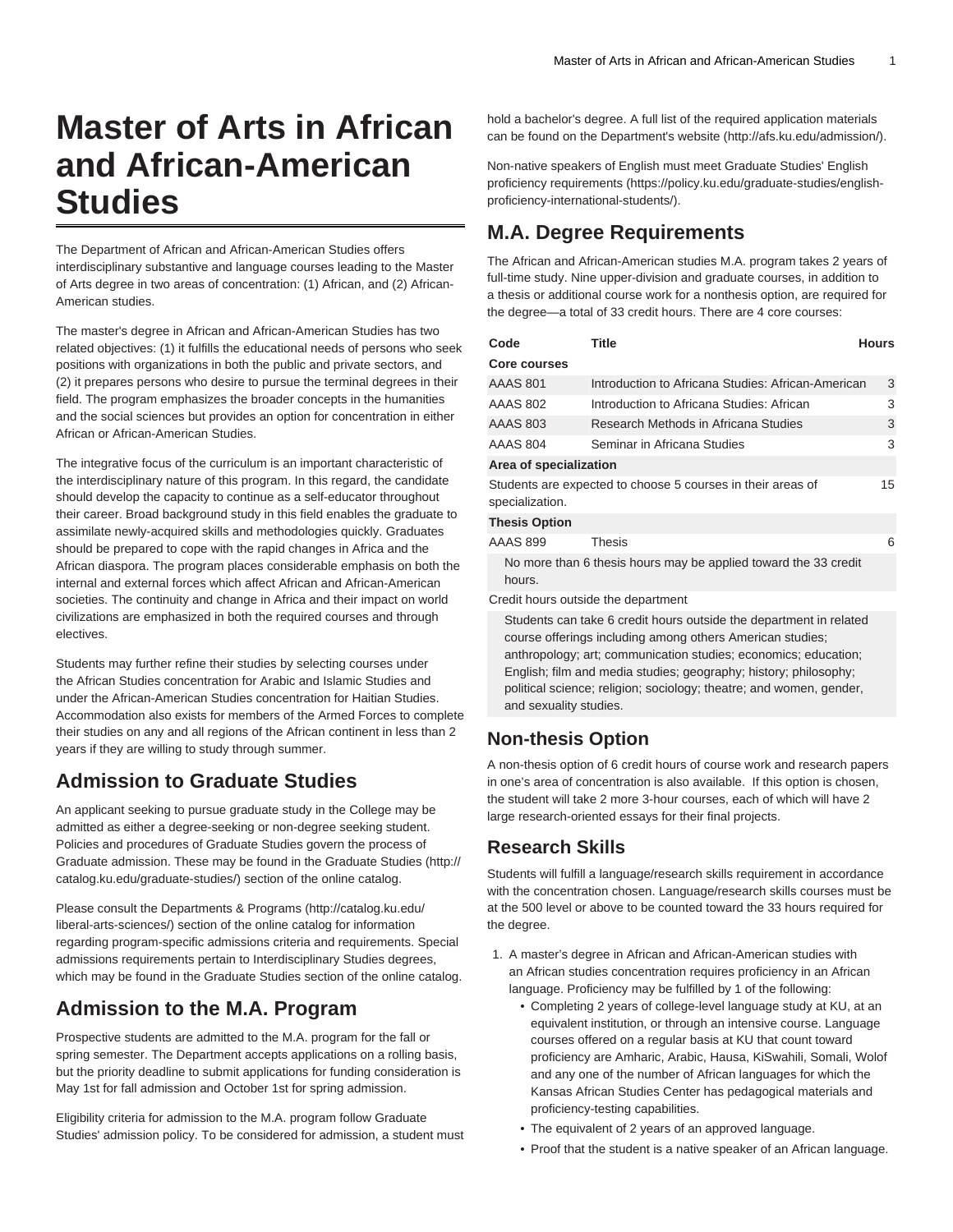# Master of Arts in African and African-American Studies

The Department of African and African-American Studies offers interdisciplinary substantive and language courses leading to the Master of Arts degree in two areas of concentration: (1) African, and (2) African-American studies.

The master's degree in African and African-American Studies has two related objectives: (1) it fulfills the educational needs of persons who seek positions with organizations in both the public and private sectors, and (2) it prepares persons who desire to pursue the terminal degrees in their field. The program emphasizes the broader concepts in the humanities and the social sciences but provides an option for concentration in either African or African-American Studies.

The integrative focus of the curriculum is an important characteristic of the interdisciplinary nature of this program. In this regard, the candidate should develop the capacity to continue as a self-educator throughout their career. Broad background study in this field enables the graduate to assimilate newly-acquired skills and methodologies quickly. Graduates should be prepared to cope with the rapid changes in Africa and the African diaspora. The program places considerable emphasis on both the internal and external forces which affect African and African-American societies. The continuity and change in Africa and their impact on world civilizations are emphasized in both the required courses and through electives.

Students may further refine their studies by selecting courses under the African Studies concentration for Arabic and Islamic Studies and under the African-American Studies concentration for Haitian Studies. Accommodation also exists for members of the Armed Forces to complete their studies on any and all regions of the African continent in less than 2 years if they are willing to study through summer.

## Admission to Graduate Studies

An applicant seeking to pursue graduate study in the College may be admitted as either a degree-seeking or non-degree seeking student. Policies and procedures of Graduate Studies govern the process of Graduate admission. These may be found in the Graduate Studies (http://catalog.ku.edu/graduate-studies/) section of the online catalog.

Please consult the Departments & Programs (http://catalog.ku.edu/liberal-arts-sciences/) section of the online catalog for information regarding program-specific admissions criteria and requirements. Special admissions requirements pertain to Interdisciplinary Studies degrees, which may be found in the Graduate Studies section of the online catalog.

## Admission to the M.A. Program

Prospective students are admitted to the M.A. program for the fall or spring semester. The Department accepts applications on a rolling basis, but the priority deadline to submit applications for funding consideration is May 1st for fall admission and October 1st for spring admission.

Eligibility criteria for admission to the M.A. program follow Graduate Studies' admission policy. To be considered for admission, a student must hold a bachelor's degree. A full list of the required application materials can be found on the Department's website (http://afs.ku.edu/admission/).

Non-native speakers of English must meet Graduate Studies' English proficiency requirements (https://policy.ku.edu/graduate-studies/english-proficiency-international-students/).

## M.A. Degree Requirements

The African and African-American studies M.A. program takes 2 years of full-time study. Nine upper-division and graduate courses, in addition to a thesis or additional course work for a nonthesis option, are required for the degree—a total of 33 credit hours. There are 4 core courses:

| Code | Title | Hours |
|---|---|---|
| **Core courses** | | |
| AAAS 801 | Introduction to Africana Studies: African-American | 3 |
| AAAS 802 | Introduction to Africana Studies: African | 3 |
| AAAS 803 | Research Methods in Africana Studies | 3 |
| AAAS 804 | Seminar in Africana Studies | 3 |
| **Area of specialization** | | |
| Students are expected to choose 5 courses in their areas of specialization. | | 15 |
| **Thesis Option** | | |
| AAAS 899 | Thesis | 6 |
| No more than 6 thesis hours may be applied toward the 33 credit hours. | | |
| Credit hours outside the department | | |
| Students can take 6 credit hours outside the department in related course offerings including among others American studies; anthropology; art; communication studies; economics; education; English; film and media studies; geography; history; philosophy; political science; religion; sociology; theatre; and women, gender, and sexuality studies. | | |

## Non-thesis Option

A non-thesis option of 6 credit hours of course work and research papers in one's area of concentration is also available. If this option is chosen, the student will take 2 more 3-hour courses, each of which will have 2 large research-oriented essays for their final projects.

## Research Skills

Students will fulfill a language/research skills requirement in accordance with the concentration chosen. Language/research skills courses must be at the 500 level or above to be counted toward the 33 hours required for the degree.

1. A master's degree in African and African-American studies with an African studies concentration requires proficiency in an African language. Proficiency may be fulfilled by 1 of the following:
   - Completing 2 years of college-level language study at KU, at an equivalent institution, or through an intensive course. Language courses offered on a regular basis at KU that count toward proficiency are Amharic, Arabic, Hausa, KiSwahili, Somali, Wolof and any one of the number of African languages for which the Kansas African Studies Center has pedagogical materials and proficiency-testing capabilities.
   - The equivalent of 2 years of an approved language.
   - Proof that the student is a native speaker of an African language.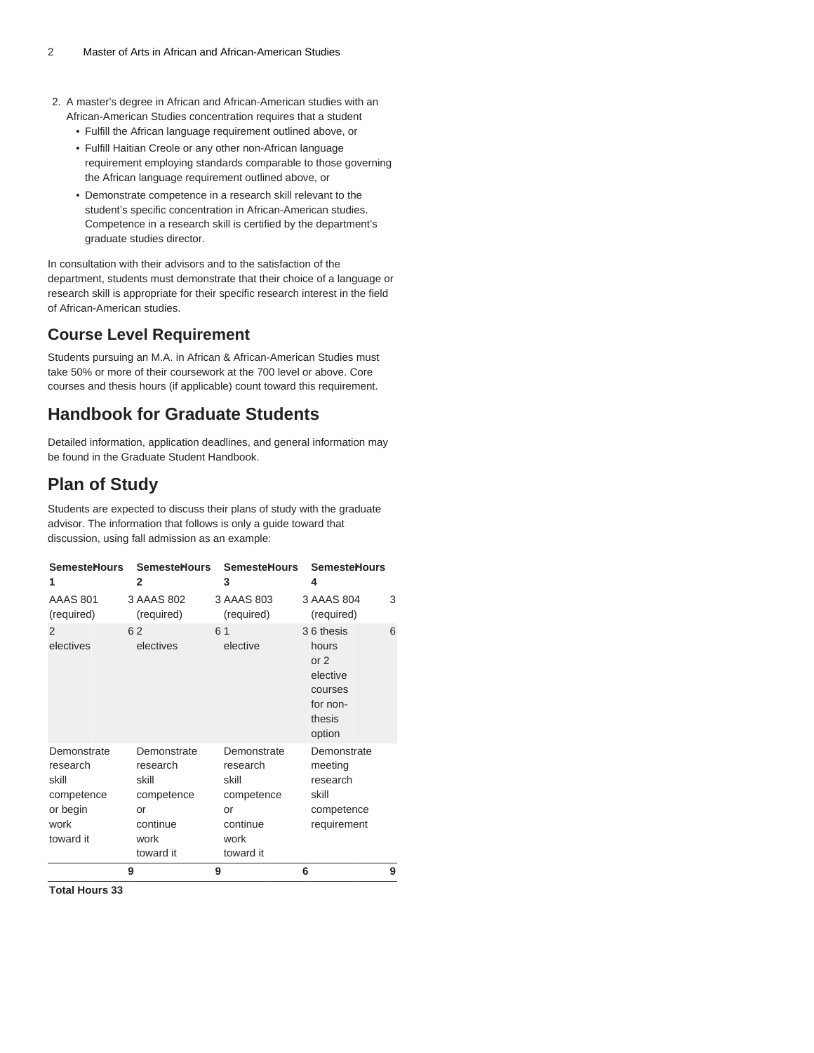2. A master's degree in African and African-American studies with an African-American Studies concentration requires that a student
   - Fulfill the African language requirement outlined above, or
   - Fulfill Haitian Creole or any other non-African language requirement employing standards comparable to those governing the African language requirement outlined above, or
   - Demonstrate competence in a research skill relevant to the student's specific concentration in African-American studies. Competence in a research skill is certified by the department's graduate studies director.

In consultation with their advisors and to the satisfaction of the department, students must demonstrate that their choice of a language or research skill is appropriate for their specific research interest in the field of African-American studies.

## Course Level Requirement

Students pursuing an M.A. in African & African-American Studies must take 50% or more of their coursework at the 700 level or above. Core courses and thesis hours (if applicable) count toward this requirement.

## Handbook for Graduate Students

Detailed information, application deadlines, and general information may be found in the Graduate Student Handbook.

## Plan of Study

Students are expected to discuss their plans of study with the graduate advisor. The information that follows is only a guide toward that discussion, using fall admission as an example:

| Semester 1 | Hours | Semester 2 | Hours | Semester 3 | Hours | Semester 4 | Hours |
|---|---|---|---|---|---|---|---|
| AAAS 801 (required) | 3 | AAAS 802 (required) | 3 | AAAS 803 (required) | 3 | AAAS 804 (required) | 3 |
| 2 electives | 6 | 2 electives | 6 | 1 elective | 3 | 6 thesis hours or 2 elective courses for non-thesis option | 6 |
| Demonstrate research skill competence or begin work toward it | | Demonstrate research skill competence or continue work toward it | | Demonstrate research skill competence or continue work toward it | | Demonstrate meeting research skill competence requirement | |
| | 9 | | 9 | | 6 | | 9 |

**Total Hours 33**